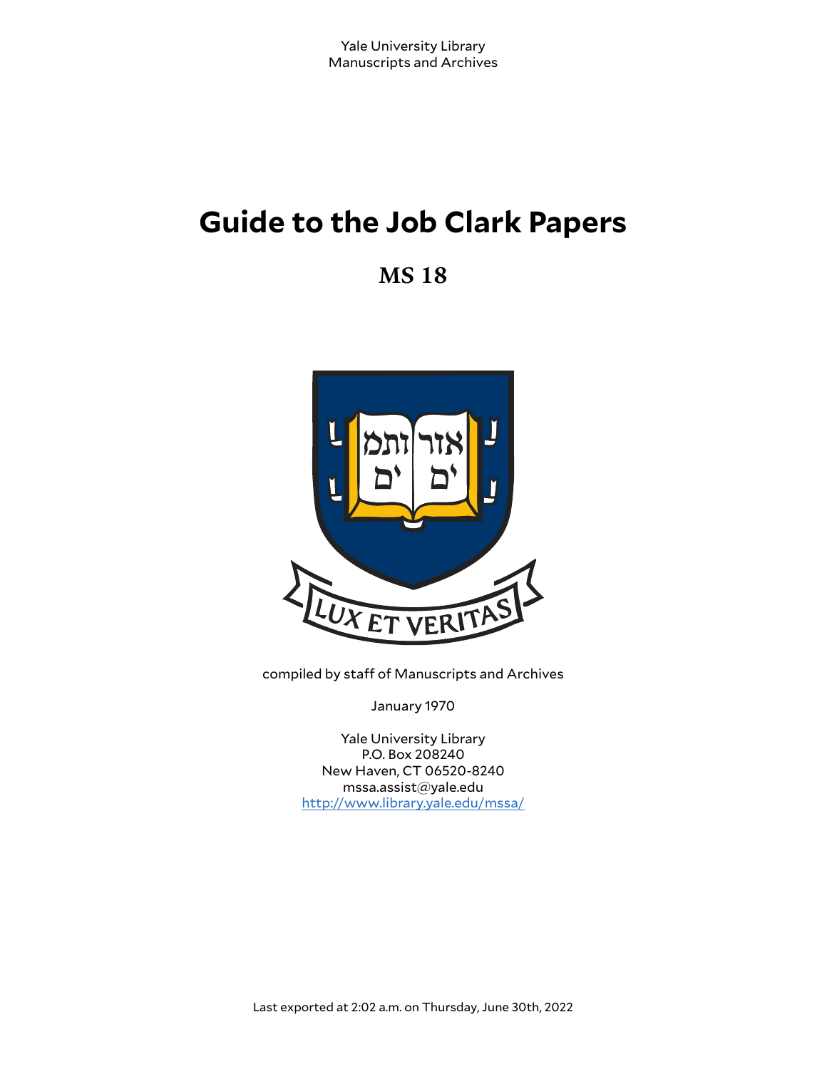Yale University Library
Manuscripts and Archives

# Guide to the Job Clark Papers

## MS 18

LUX ET VERITAS

compiled by staff of Manuscripts and Archives

January 1970

Yale University Library
P.O. Box 208240
New Haven, CT 06520-8240
mssa.assist@yale.edu
http://www.library.yale.edu/mssa/

Last exported at 2:02 a.m. on Thursday, June 30th, 2022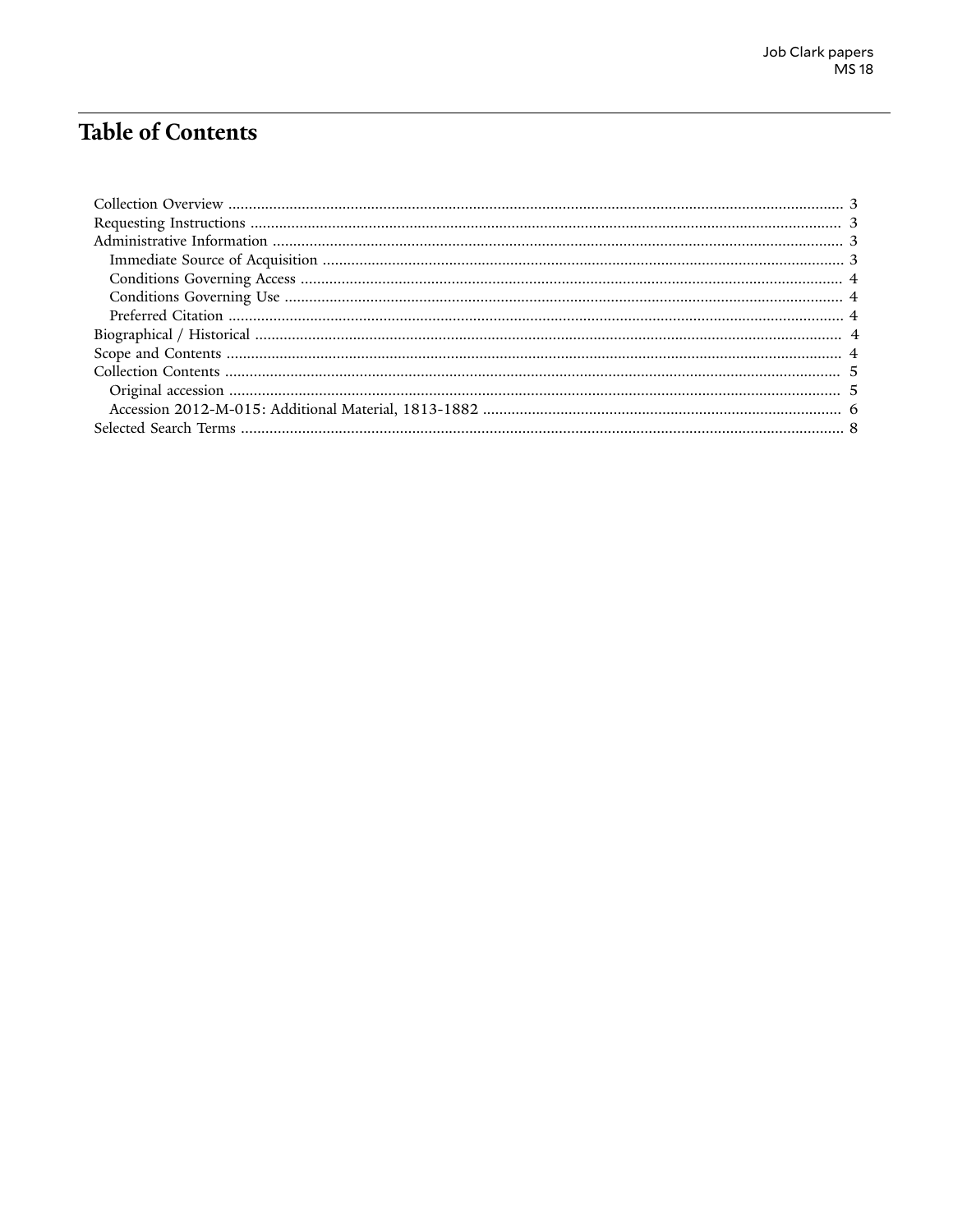# Table of Contents

- Collection Overview ........ 3
- Requesting Instructions ........ 3
- Administrative Information ........ 3
  - Immediate Source of Acquisition ........ 3
  - Conditions Governing Access ........ 4
  - Conditions Governing Use ........ 4
  - Preferred Citation ........ 4
- Biographical / Historical ........ 4
- Scope and Contents ........ 4
- Collection Contents ........ 5
  - Original accession ........ 5
  - Accession 2012-M-015: Additional Material, 1813-1882 ........ 6
- Selected Search Terms ........ 8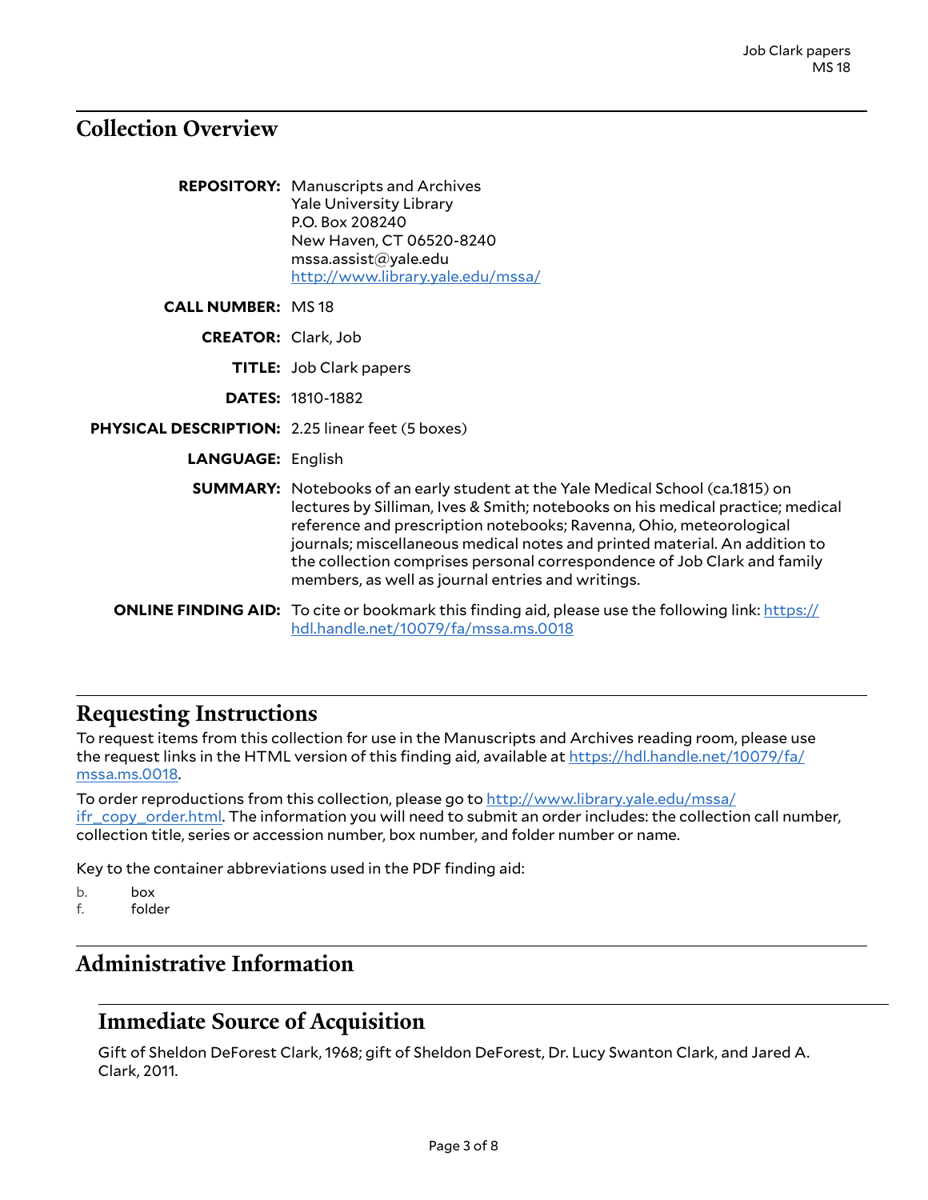## Collection Overview

**REPOSITORY:** Manuscripts and Archives
Yale University Library
P.O. Box 208240
New Haven, CT 06520-8240
mssa.assist@yale.edu
http://www.library.yale.edu/mssa/

**CALL NUMBER:** MS 18

**CREATOR:** Clark, Job

**TITLE:** Job Clark papers

**DATES:** 1810-1882

**PHYSICAL DESCRIPTION:** 2.25 linear feet (5 boxes)

**LANGUAGE:** English

**SUMMARY:** Notebooks of an early student at the Yale Medical School (ca.1815) on lectures by Silliman, Ives & Smith; notebooks on his medical practice; medical reference and prescription notebooks; Ravenna, Ohio, meteorological journals; miscellaneous medical notes and printed material. An addition to the collection comprises personal correspondence of Job Clark and family members, as well as journal entries and writings.

**ONLINE FINDING AID:** To cite or bookmark this finding aid, please use the following link: https://hdl.handle.net/10079/fa/mssa.ms.0018

## Requesting Instructions

To request items from this collection for use in the Manuscripts and Archives reading room, please use the request links in the HTML version of this finding aid, available at https://hdl.handle.net/10079/fa/mssa.ms.0018.

To order reproductions from this collection, please go to http://www.library.yale.edu/mssa/ifr_copy_order.html. The information you will need to submit an order includes: the collection call number, collection title, series or accession number, box number, and folder number or name.

Key to the container abbreviations used in the PDF finding aid:

b. box
f. folder

## Administrative Information

### Immediate Source of Acquisition

Gift of Sheldon DeForest Clark, 1968; gift of Sheldon DeForest, Dr. Lucy Swanton Clark, and Jared A. Clark, 2011.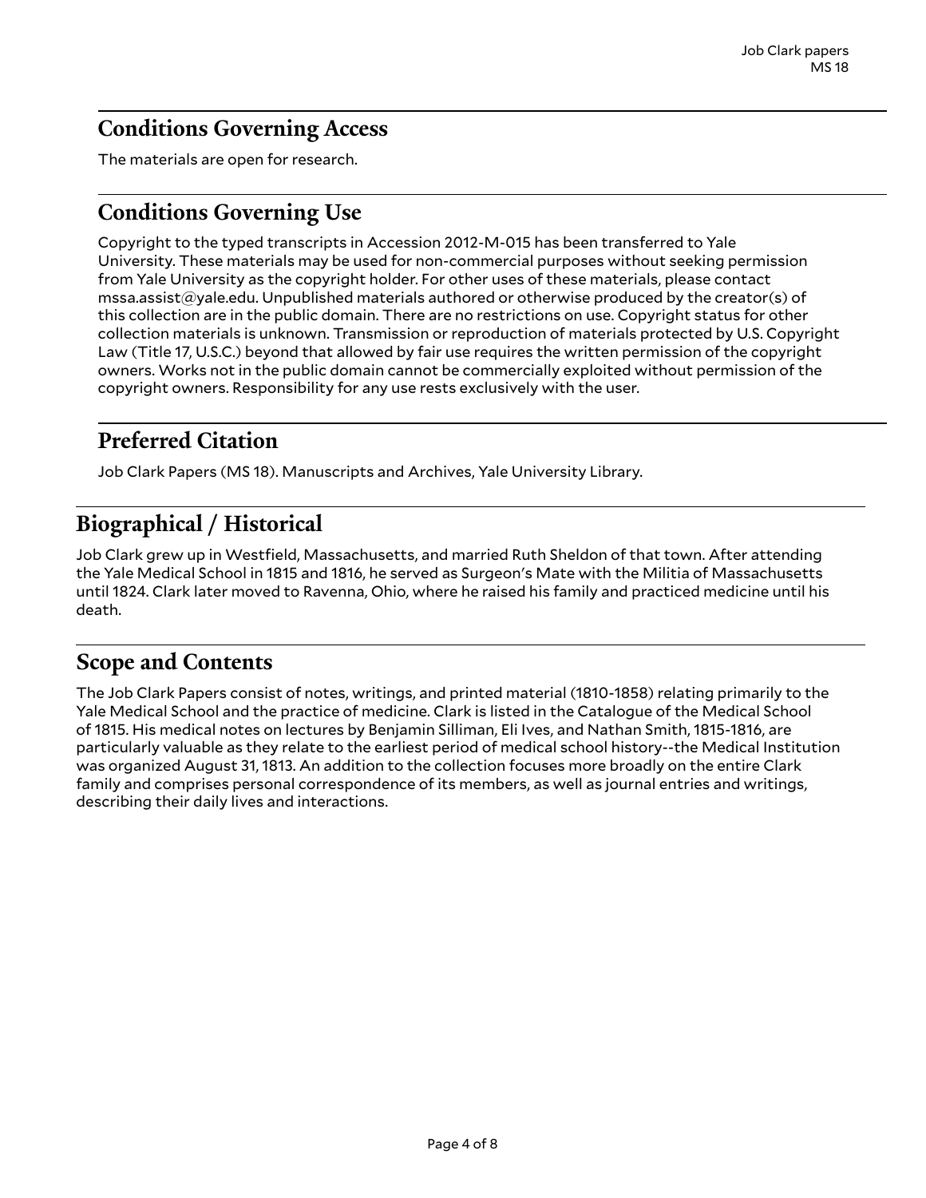## Conditions Governing Access

The materials are open for research.

## Conditions Governing Use

Copyright to the typed transcripts in Accession 2012-M-015 has been transferred to Yale University. These materials may be used for non-commercial purposes without seeking permission from Yale University as the copyright holder. For other uses of these materials, please contact mssa.assist@yale.edu. Unpublished materials authored or otherwise produced by the creator(s) of this collection are in the public domain. There are no restrictions on use. Copyright status for other collection materials is unknown. Transmission or reproduction of materials protected by U.S. Copyright Law (Title 17, U.S.C.) beyond that allowed by fair use requires the written permission of the copyright owners. Works not in the public domain cannot be commercially exploited without permission of the copyright owners. Responsibility for any use rests exclusively with the user.

## Preferred Citation

Job Clark Papers (MS 18). Manuscripts and Archives, Yale University Library.

# Biographical / Historical

Job Clark grew up in Westfield, Massachusetts, and married Ruth Sheldon of that town. After attending the Yale Medical School in 1815 and 1816, he served as Surgeon's Mate with the Militia of Massachusetts until 1824. Clark later moved to Ravenna, Ohio, where he raised his family and practiced medicine until his death.

# Scope and Contents

The Job Clark Papers consist of notes, writings, and printed material (1810-1858) relating primarily to the Yale Medical School and the practice of medicine. Clark is listed in the Catalogue of the Medical School of 1815. His medical notes on lectures by Benjamin Silliman, Eli Ives, and Nathan Smith, 1815-1816, are particularly valuable as they relate to the earliest period of medical school history--the Medical Institution was organized August 31, 1813. An addition to the collection focuses more broadly on the entire Clark family and comprises personal correspondence of its members, as well as journal entries and writings, describing their daily lives and interactions.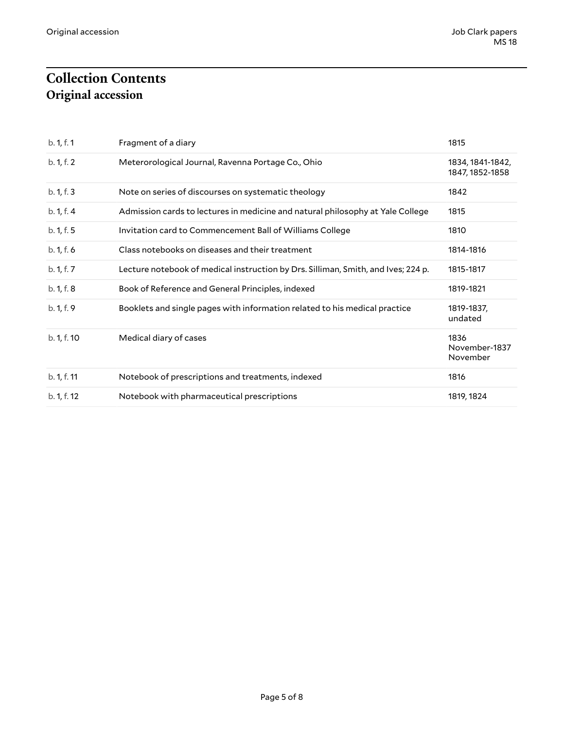# Collection Contents

## Original accession

| | | |
|---|---|---|
| b. 1, f. 1 | Fragment of a diary | 1815 |
| b. 1, f. 2 | Meterorological Journal, Ravenna Portage Co., Ohio | 1834, 1841-1842, 1847, 1852-1858 |
| b. 1, f. 3 | Note on series of discourses on systematic theology | 1842 |
| b. 1, f. 4 | Admission cards to lectures in medicine and natural philosophy at Yale College | 1815 |
| b. 1, f. 5 | Invitation card to Commencement Ball of Williams College | 1810 |
| b. 1, f. 6 | Class notebooks on diseases and their treatment | 1814-1816 |
| b. 1, f. 7 | Lecture notebook of medical instruction by Drs. Silliman, Smith, and Ives; 224 p. | 1815-1817 |
| b. 1, f. 8 | Book of Reference and General Principles, indexed | 1819-1821 |
| b. 1, f. 9 | Booklets and single pages with information related to his medical practice | 1819-1837, undated |
| b. 1, f. 10 | Medical diary of cases | 1836 November-1837 November |
| b. 1, f. 11 | Notebook of prescriptions and treatments, indexed | 1816 |
| b. 1, f. 12 | Notebook with pharmaceutical prescriptions | 1819, 1824 |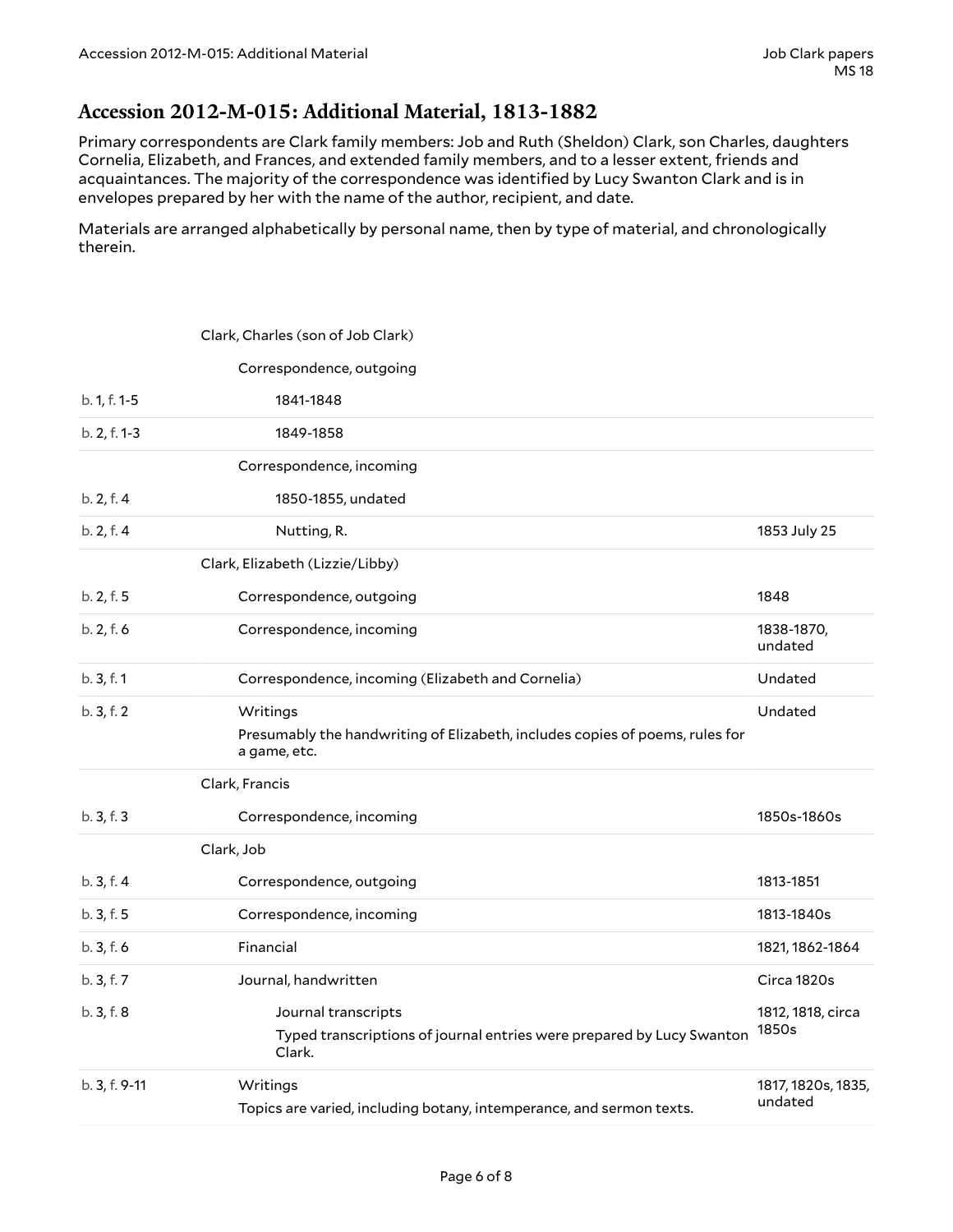## Accession 2012-M-015: Additional Material, 1813-1882

Primary correspondents are Clark family members: Job and Ruth (Sheldon) Clark, son Charles, daughters Cornelia, Elizabeth, and Frances, and extended family members, and to a lesser extent, friends and acquaintances. The majority of the correspondence was identified by Lucy Swanton Clark and is in envelopes prepared by her with the name of the author, recipient, and date.

Materials are arranged alphabetically by personal name, then by type of material, and chronologically therein.

| Location | Description | Date |
|---|---|---|
| | Clark, Charles (son of Job Clark) | |
| | Correspondence, outgoing | |
| b. 1, f. 1-5 | 1841-1848 | |
| b. 2, f. 1-3 | 1849-1858 | |
| | Correspondence, incoming | |
| b. 2, f. 4 | 1850-1855, undated | |
| b. 2, f. 4 | Nutting, R. | 1853 July 25 |
| | Clark, Elizabeth (Lizzie/Libby) | |
| b. 2, f. 5 | Correspondence, outgoing | 1848 |
| b. 2, f. 6 | Correspondence, incoming | 1838-1870, undated |
| b. 3, f. 1 | Correspondence, incoming (Elizabeth and Cornelia) | Undated |
| b. 3, f. 2 | Writings<br>Presumably the handwriting of Elizabeth, includes copies of poems, rules for a game, etc. | Undated |
| | Clark, Francis | |
| b. 3, f. 3 | Correspondence, incoming | 1850s-1860s |
| | Clark, Job | |
| b. 3, f. 4 | Correspondence, outgoing | 1813-1851 |
| b. 3, f. 5 | Correspondence, incoming | 1813-1840s |
| b. 3, f. 6 | Financial | 1821, 1862-1864 |
| b. 3, f. 7 | Journal, handwritten | Circa 1820s |
| b. 3, f. 8 | Journal transcripts<br>Typed transcriptions of journal entries were prepared by Lucy Swanton Clark. | 1812, 1818, circa 1850s |
| b. 3, f. 9-11 | Writings<br>Topics are varied, including botany, intemperance, and sermon texts. | 1817, 1820s, 1835, undated |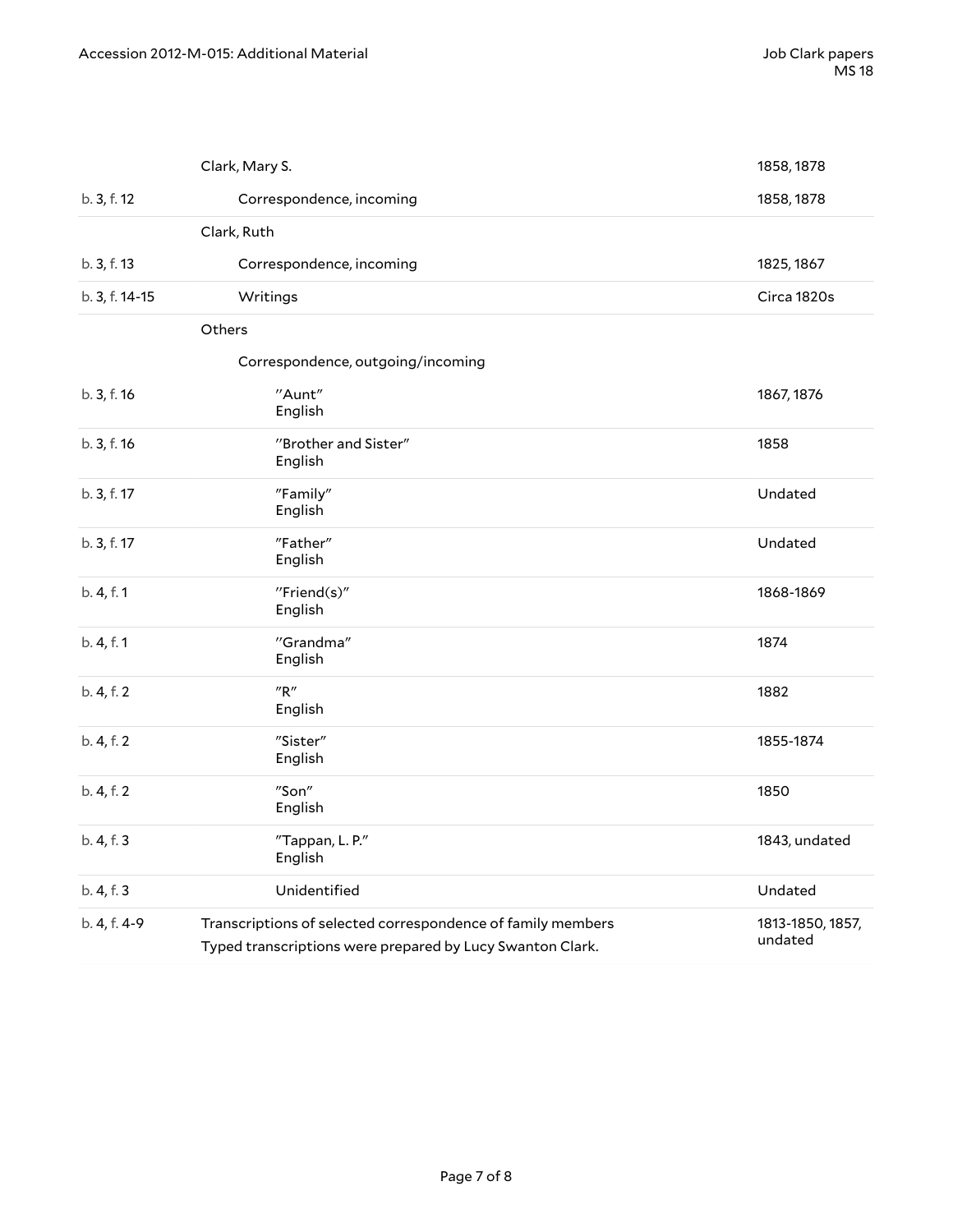| | | |
|---|---|---|
| | Clark, Mary S. | 1858, 1878 |
| b. 3, f. 12 | Correspondence, incoming | 1858, 1878 |
| | Clark, Ruth | |
| b. 3, f. 13 | Correspondence, incoming | 1825, 1867 |
| b. 3, f. 14-15 | Writings | Circa 1820s |
| | Others | |
| | Correspondence, outgoing/incoming | |
| b. 3, f. 16 | "Aunt"<br>English | 1867, 1876 |
| b. 3, f. 16 | "Brother and Sister"<br>English | 1858 |
| b. 3, f. 17 | "Family"<br>English | Undated |
| b. 3, f. 17 | "Father"<br>English | Undated |
| b. 4, f. 1 | "Friend(s)"<br>English | 1868-1869 |
| b. 4, f. 1 | "Grandma"<br>English | 1874 |
| b. 4, f. 2 | "R"<br>English | 1882 |
| b. 4, f. 2 | "Sister"<br>English | 1855-1874 |
| b. 4, f. 2 | "Son"<br>English | 1850 |
| b. 4, f. 3 | "Tappan, L. P."<br>English | 1843, undated |
| b. 4, f. 3 | Unidentified | Undated |
| b. 4, f. 4-9 | Transcriptions of selected correspondence of family members<br>Typed transcriptions were prepared by Lucy Swanton Clark. | 1813-1850, 1857, undated |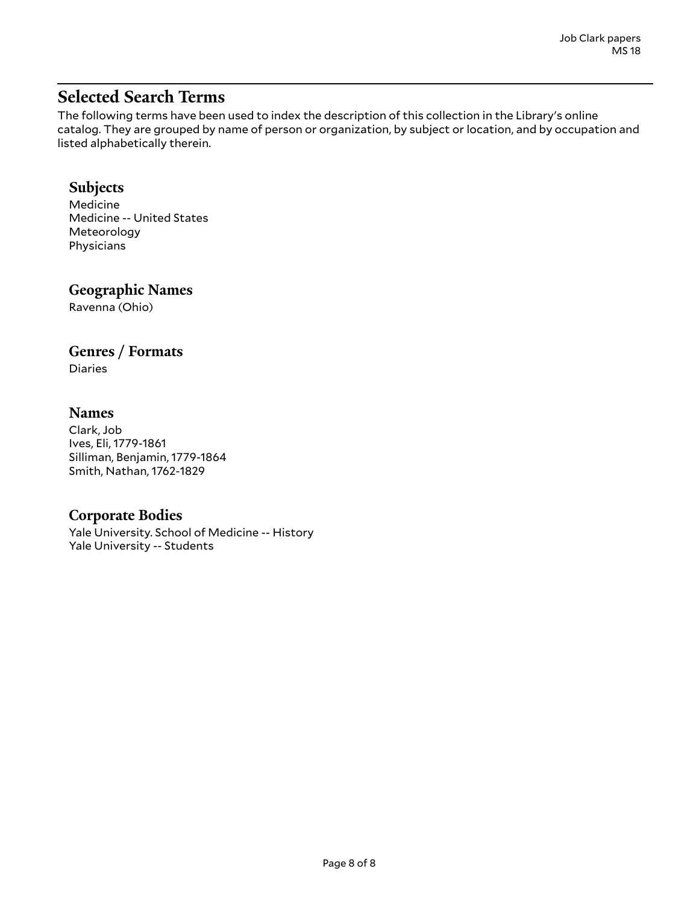## Selected Search Terms

The following terms have been used to index the description of this collection in the Library's online catalog. They are grouped by name of person or organization, by subject or location, and by occupation and listed alphabetically therein.

### Subjects

Medicine
Medicine -- United States
Meteorology
Physicians

### Geographic Names

Ravenna (Ohio)

### Genres / Formats

Diaries

### Names

Clark, Job
Ives, Eli, 1779-1861
Silliman, Benjamin, 1779-1864
Smith, Nathan, 1762-1829

### Corporate Bodies

Yale University. School of Medicine -- History
Yale University -- Students